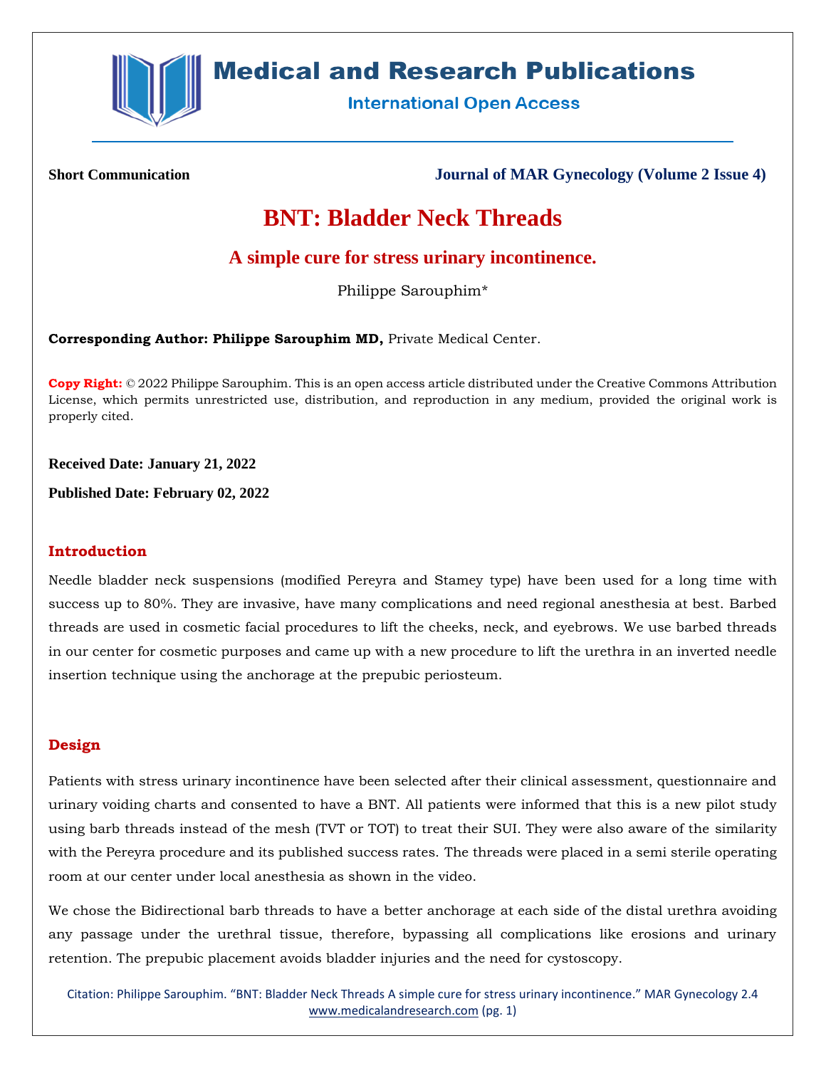Short Communication

Journal of MAR Gynecology (Volume 2 Issue 4)

# BNT: Bladder Neck Threads

## A simple cure for stress urinary incontinence.

Philippe Sarouphim*

**Corresponding Author: Philippe Sarouphim MD,** Private Medical Center.

**Copy Right:** © 2022 Philippe Sarouphim. This is an open access article distributed under the Creative Commons Attribution License, which permits unrestricted use, distribution, and reproduction in any medium, provided the original work is properly cited.

**Received Date: January 21, 2022**

**Published Date: February 02, 2022**

## Introduction

Needle bladder neck suspensions (modified Pereyra and Stamey type) have been used for a long time with success up to 80%. They are invasive, have many complications and need regional anesthesia at best. Barbed threads are used in cosmetic facial procedures to lift the cheeks, neck, and eyebrows. We use barbed threads in our center for cosmetic purposes and came up with a new procedure to lift the urethra in an inverted needle insertion technique using the anchorage at the prepubic periosteum.

## Design

Patients with stress urinary incontinence have been selected after their clinical assessment, questionnaire and urinary voiding charts and consented to have a BNT. All patients were informed that this is a new pilot study using barb threads instead of the mesh (TVT or TOT) to treat their SUI. They were also aware of the similarity with the Pereyra procedure and its published success rates. The threads were placed in a semi sterile operating room at our center under local anesthesia as shown in the video.

We chose the Bidirectional barb threads to have a better anchorage at each side of the distal urethra avoiding any passage under the urethral tissue, therefore, bypassing all complications like erosions and urinary retention. The prepubic placement avoids bladder injuries and the need for cystoscopy.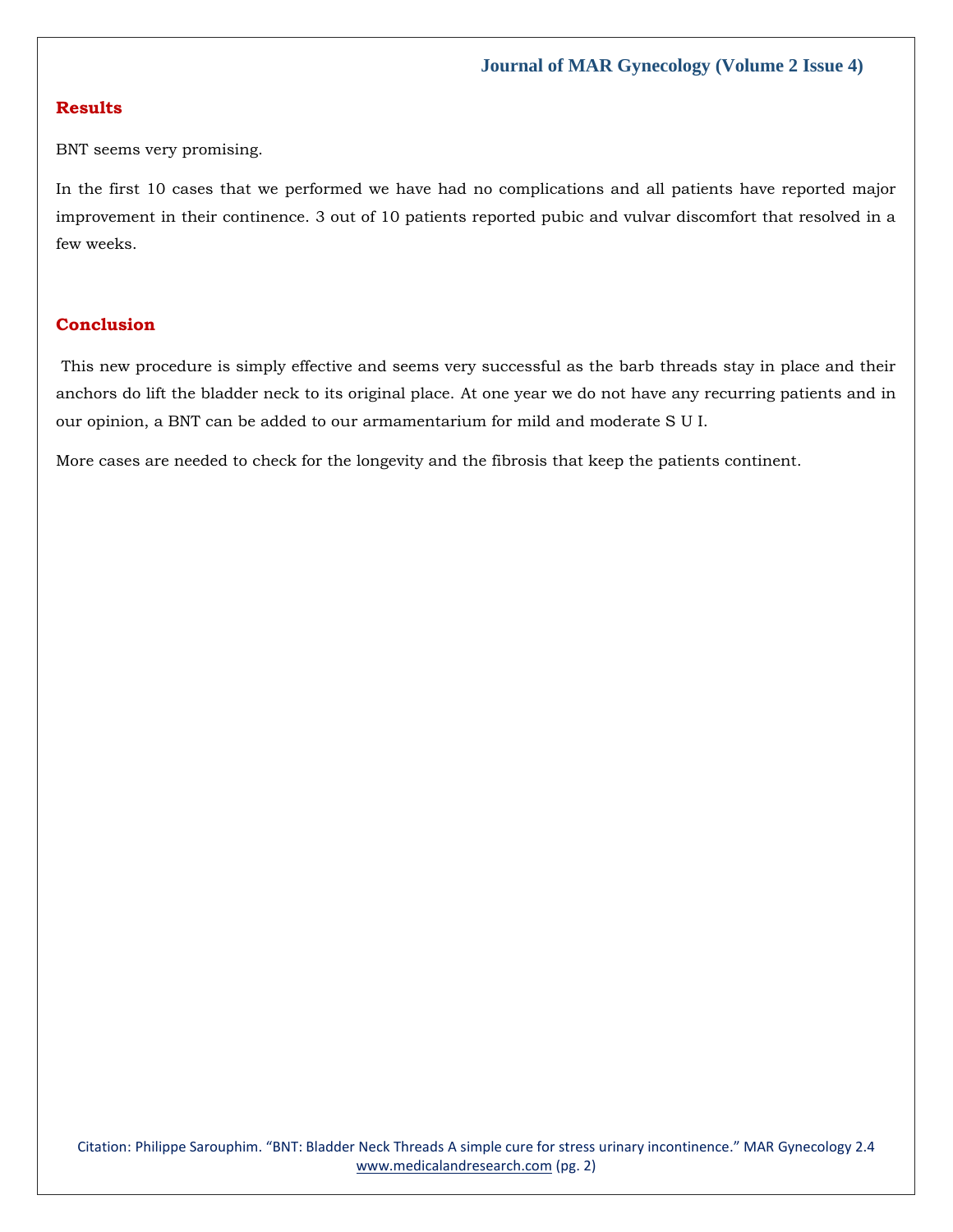## Results

BNT seems very promising.

In the first 10 cases that we performed we have had no complications and all patients have reported major improvement in their continence. 3 out of 10 patients reported pubic and vulvar discomfort that resolved in a few weeks.

## Conclusion

This new procedure is simply effective and seems very successful as the barb threads stay in place and their anchors do lift the bladder neck to its original place. At one year we do not have any recurring patients and in our opinion, a BNT can be added to our armamentarium for mild and moderate S U I.

More cases are needed to check for the longevity and the fibrosis that keep the patients continent.